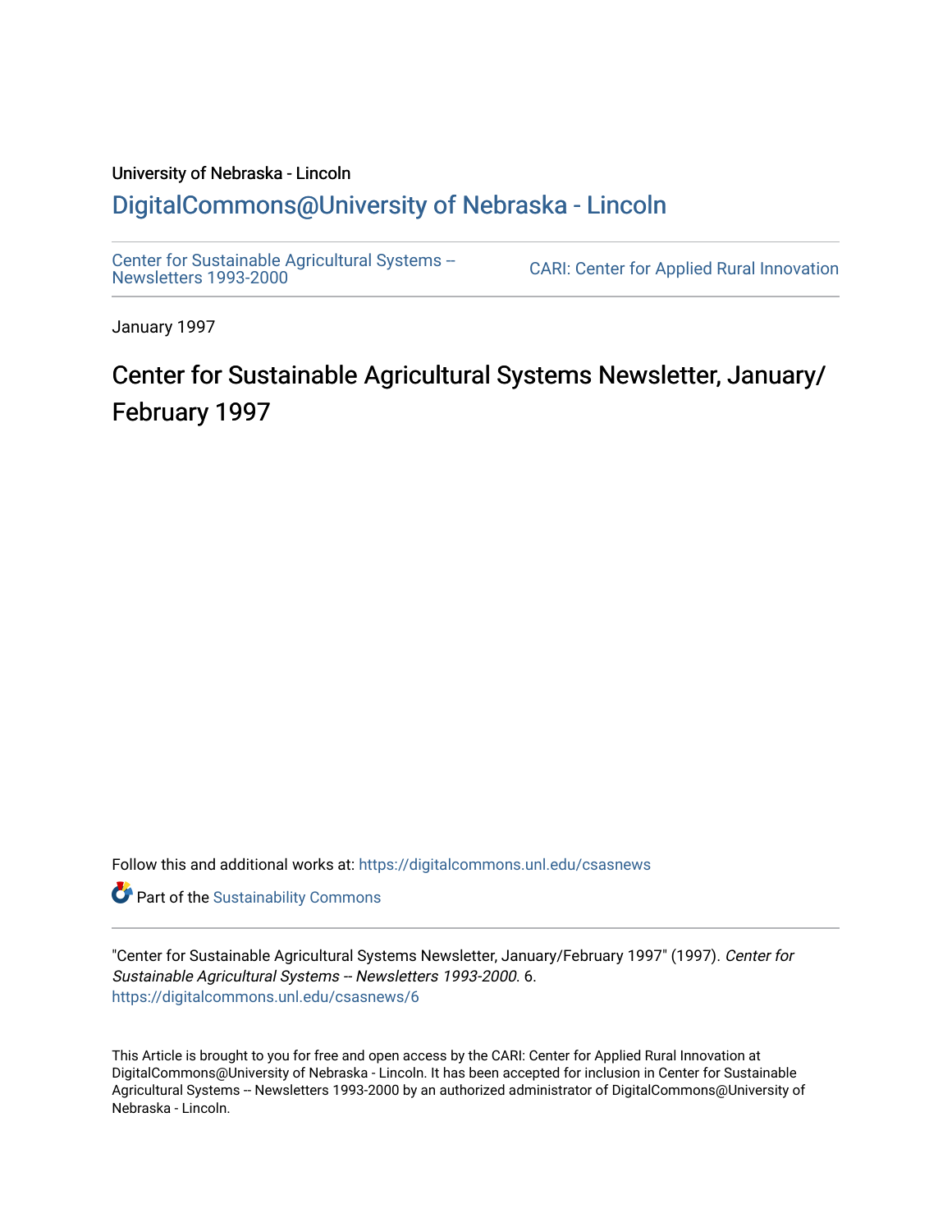University of Nebraska - Lincoln

## DigitalCommons@University of Nebraska - Lincoln

Center for Sustainable Agricultural Systems -- Newsletters 1993-2000

CARI: Center for Applied Rural Innovation

January 1997

# Center for Sustainable Agricultural Systems Newsletter, January/February 1997

Follow this and additional works at: https://digitalcommons.unl.edu/csasnews

Part of the Sustainability Commons

"Center for Sustainable Agricultural Systems Newsletter, January/February 1997" (1997). *Center for Sustainable Agricultural Systems -- Newsletters 1993-2000.* 6.
https://digitalcommons.unl.edu/csasnews/6

This Article is brought to you for free and open access by the CARI: Center for Applied Rural Innovation at DigitalCommons@University of Nebraska - Lincoln. It has been accepted for inclusion in Center for Sustainable Agricultural Systems -- Newsletters 1993-2000 by an authorized administrator of DigitalCommons@University of Nebraska - Lincoln.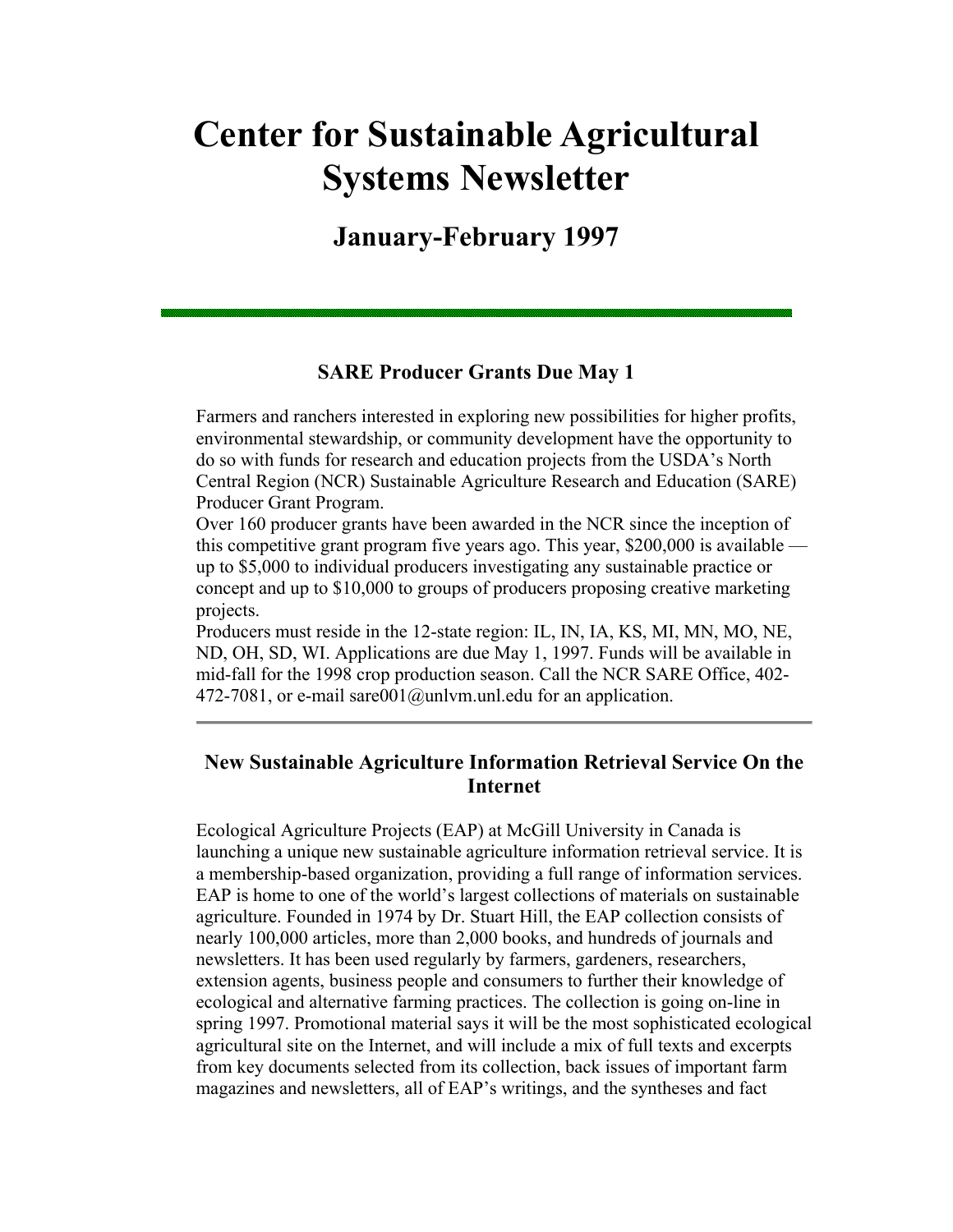# Center for Sustainable Agricultural Systems Newsletter

## January-February 1997

---

### SARE Producer Grants Due May 1

Farmers and ranchers interested in exploring new possibilities for higher profits, environmental stewardship, or community development have the opportunity to do so with funds for research and education projects from the USDA's North Central Region (NCR) Sustainable Agriculture Research and Education (SARE) Producer Grant Program.

Over 160 producer grants have been awarded in the NCR since the inception of this competitive grant program five years ago. This year, $200,000 is available — up to $5,000 to individual producers investigating any sustainable practice or concept and up to $10,000 to groups of producers proposing creative marketing projects.

Producers must reside in the 12-state region: IL, IN, IA, KS, MI, MN, MO, NE, ND, OH, SD, WI. Applications are due May 1, 1997. Funds will be available in mid-fall for the 1998 crop production season. Call the NCR SARE Office, 402-472-7081, or e-mail sare001@unlvm.unl.edu for an application.

---

### New Sustainable Agriculture Information Retrieval Service On the Internet

Ecological Agriculture Projects (EAP) at McGill University in Canada is launching a unique new sustainable agriculture information retrieval service. It is a membership-based organization, providing a full range of information services. EAP is home to one of the world's largest collections of materials on sustainable agriculture. Founded in 1974 by Dr. Stuart Hill, the EAP collection consists of nearly 100,000 articles, more than 2,000 books, and hundreds of journals and newsletters. It has been used regularly by farmers, gardeners, researchers, extension agents, business people and consumers to further their knowledge of ecological and alternative farming practices. The collection is going on-line in spring 1997. Promotional material says it will be the most sophisticated ecological agricultural site on the Internet, and will include a mix of full texts and excerpts from key documents selected from its collection, back issues of important farm magazines and newsletters, all of EAP's writings, and the syntheses and fact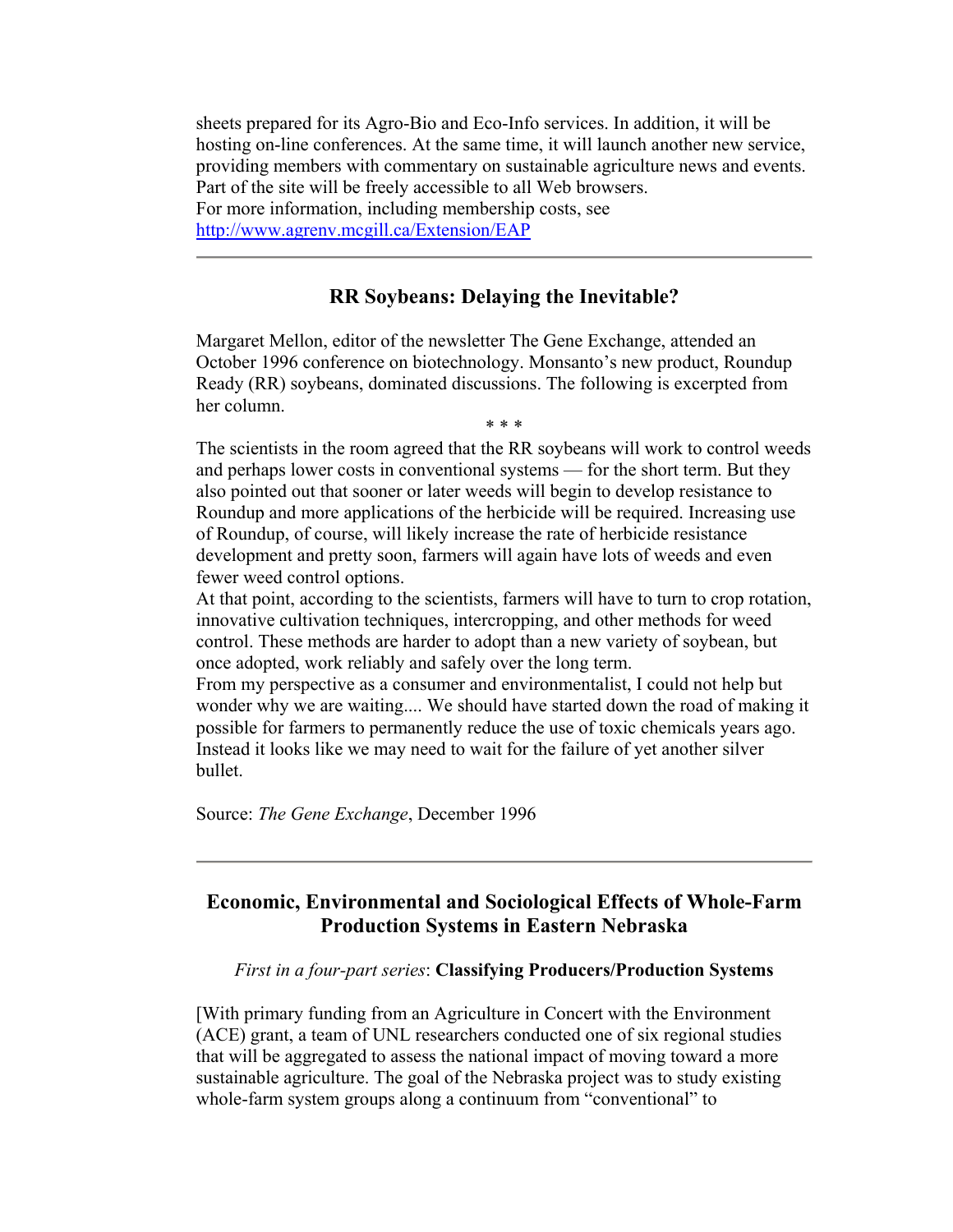sheets prepared for its Agro-Bio and Eco-Info services. In addition, it will be hosting on-line conferences. At the same time, it will launch another new service, providing members with commentary on sustainable agriculture news and events. Part of the site will be freely accessible to all Web browsers.
For more information, including membership costs, see
http://www.agrenv.mcgill.ca/Extension/EAP

---

## RR Soybeans: Delaying the Inevitable?

Margaret Mellon, editor of the newsletter The Gene Exchange, attended an October 1996 conference on biotechnology. Monsanto's new product, Roundup Ready (RR) soybeans, dominated discussions. The following is excerpted from her column.

\* \* \*

The scientists in the room agreed that the RR soybeans will work to control weeds and perhaps lower costs in conventional systems — for the short term. But they also pointed out that sooner or later weeds will begin to develop resistance to Roundup and more applications of the herbicide will be required. Increasing use of Roundup, of course, will likely increase the rate of herbicide resistance development and pretty soon, farmers will again have lots of weeds and even fewer weed control options.
At that point, according to the scientists, farmers will have to turn to crop rotation, innovative cultivation techniques, intercropping, and other methods for weed control. These methods are harder to adopt than a new variety of soybean, but once adopted, work reliably and safely over the long term.
From my perspective as a consumer and environmentalist, I could not help but wonder why we are waiting.... We should have started down the road of making it possible for farmers to permanently reduce the use of toxic chemicals years ago. Instead it looks like we may need to wait for the failure of yet another silver bullet.

Source: *The Gene Exchange*, December 1996

---

## Economic, Environmental and Sociological Effects of Whole-Farm Production Systems in Eastern Nebraska

*First in a four-part series*: **Classifying Producers/Production Systems**

[With primary funding from an Agriculture in Concert with the Environment (ACE) grant, a team of UNL researchers conducted one of six regional studies that will be aggregated to assess the national impact of moving toward a more sustainable agriculture. The goal of the Nebraska project was to study existing whole-farm system groups along a continuum from "conventional" to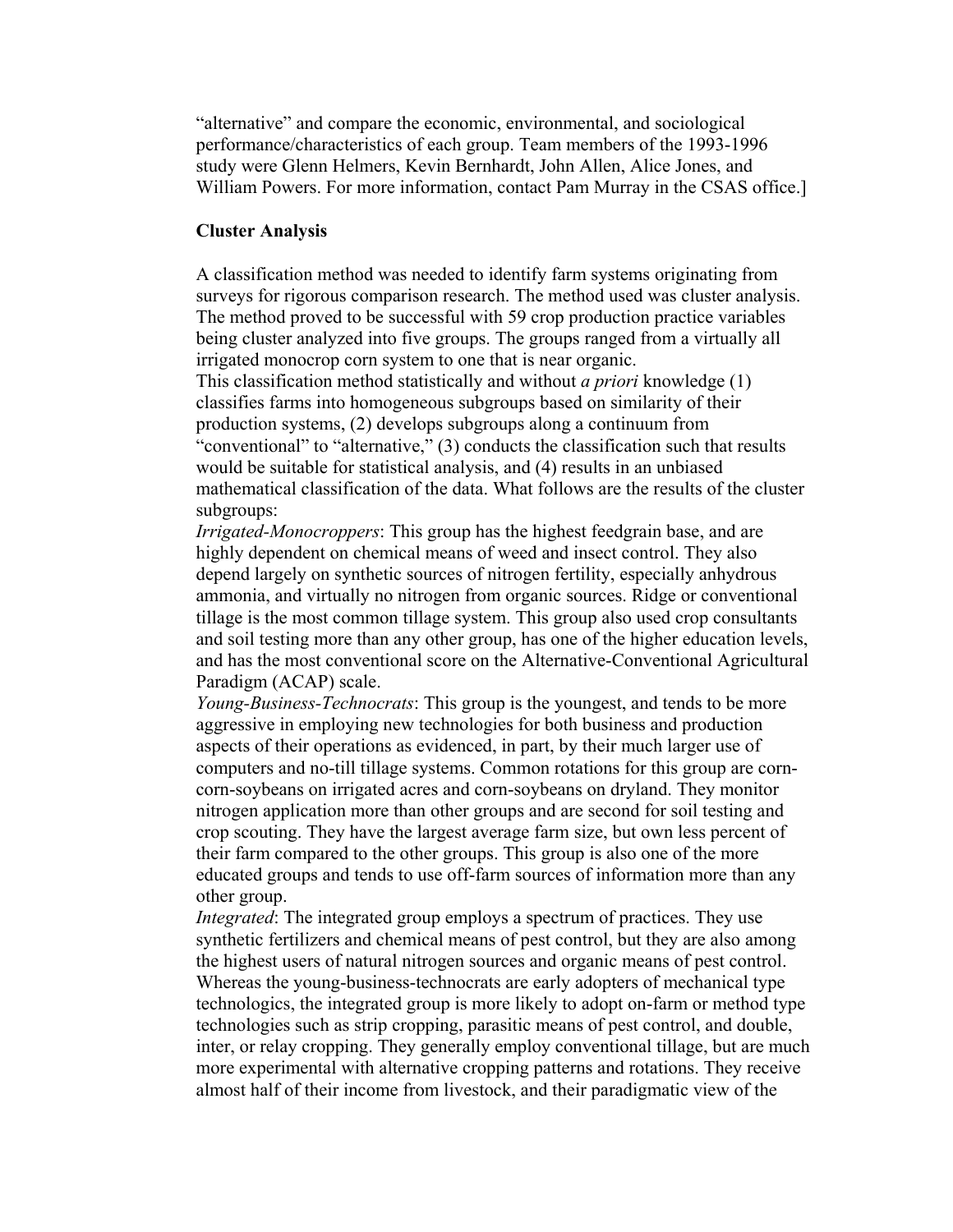"alternative" and compare the economic, environmental, and sociological performance/characteristics of each group. Team members of the 1993-1996 study were Glenn Helmers, Kevin Bernhardt, John Allen, Alice Jones, and William Powers. For more information, contact Pam Murray in the CSAS office.]

**Cluster Analysis**

A classification method was needed to identify farm systems originating from surveys for rigorous comparison research. The method used was cluster analysis. The method proved to be successful with 59 crop production practice variables being cluster analyzed into five groups. The groups ranged from a virtually all irrigated monocrop corn system to one that is near organic.

This classification method statistically and without *a priori* knowledge (1) classifies farms into homogeneous subgroups based on similarity of their production systems, (2) develops subgroups along a continuum from "conventional" to "alternative," (3) conducts the classification such that results would be suitable for statistical analysis, and (4) results in an unbiased mathematical classification of the data. What follows are the results of the cluster subgroups:

*Irrigated-Monocroppers*: This group has the highest feedgrain base, and are highly dependent on chemical means of weed and insect control. They also depend largely on synthetic sources of nitrogen fertility, especially anhydrous ammonia, and virtually no nitrogen from organic sources. Ridge or conventional tillage is the most common tillage system. This group also used crop consultants and soil testing more than any other group, has one of the higher education levels, and has the most conventional score on the Alternative-Conventional Agricultural Paradigm (ACAP) scale.

*Young-Business-Technocrats*: This group is the youngest, and tends to be more aggressive in employing new technologies for both business and production aspects of their operations as evidenced, in part, by their much larger use of computers and no-till tillage systems. Common rotations for this group are corn-corn-soybeans on irrigated acres and corn-soybeans on dryland. They monitor nitrogen application more than other groups and are second for soil testing and crop scouting. They have the largest average farm size, but own less percent of their farm compared to the other groups. This group is also one of the more educated groups and tends to use off-farm sources of information more than any other group.

*Integrated*: The integrated group employs a spectrum of practices. They use synthetic fertilizers and chemical means of pest control, but they are also among the highest users of natural nitrogen sources and organic means of pest control. Whereas the young-business-technocrats are early adopters of mechanical type technologies, the integrated group is more likely to adopt on-farm or method type technologies such as strip cropping, parasitic means of pest control, and double, inter, or relay cropping. They generally employ conventional tillage, but are much more experimental with alternative cropping patterns and rotations. They receive almost half of their income from livestock, and their paradigmatic view of the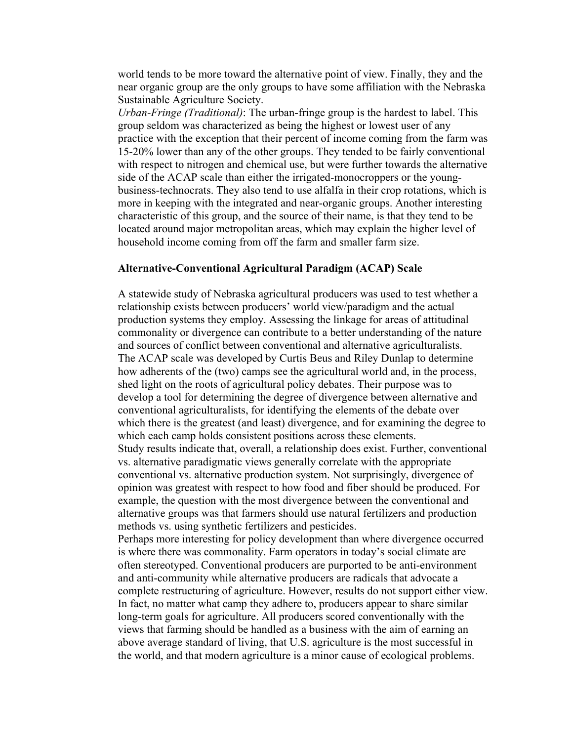world tends to be more toward the alternative point of view. Finally, they and the near organic group are the only groups to have some affiliation with the Nebraska Sustainable Agriculture Society.

*Urban-Fringe (Traditional)*: The urban-fringe group is the hardest to label. This group seldom was characterized as being the highest or lowest user of any practice with the exception that their percent of income coming from the farm was 15-20% lower than any of the other groups. They tended to be fairly conventional with respect to nitrogen and chemical use, but were further towards the alternative side of the ACAP scale than either the irrigated-monocroppers or the young-business-technocrats. They also tend to use alfalfa in their crop rotations, which is more in keeping with the integrated and near-organic groups. Another interesting characteristic of this group, and the source of their name, is that they tend to be located around major metropolitan areas, which may explain the higher level of household income coming from off the farm and smaller farm size.

**Alternative-Conventional Agricultural Paradigm (ACAP) Scale**

A statewide study of Nebraska agricultural producers was used to test whether a relationship exists between producers' world view/paradigm and the actual production systems they employ. Assessing the linkage for areas of attitudinal commonality or divergence can contribute to a better understanding of the nature and sources of conflict between conventional and alternative agriculturalists.

The ACAP scale was developed by Curtis Beus and Riley Dunlap to determine how adherents of the (two) camps see the agricultural world and, in the process, shed light on the roots of agricultural policy debates. Their purpose was to develop a tool for determining the degree of divergence between alternative and conventional agriculturalists, for identifying the elements of the debate over which there is the greatest (and least) divergence, and for examining the degree to which each camp holds consistent positions across these elements.

Study results indicate that, overall, a relationship does exist. Further, conventional vs. alternative paradigmatic views generally correlate with the appropriate conventional vs. alternative production system. Not surprisingly, divergence of opinion was greatest with respect to how food and fiber should be produced. For example, the question with the most divergence between the conventional and alternative groups was that farmers should use natural fertilizers and production methods vs. using synthetic fertilizers and pesticides.

Perhaps more interesting for policy development than where divergence occurred is where there was commonality. Farm operators in today's social climate are often stereotyped. Conventional producers are purported to be anti-environment and anti-community while alternative producers are radicals that advocate a complete restructuring of agriculture. However, results do not support either view. In fact, no matter what camp they adhere to, producers appear to share similar long-term goals for agriculture. All producers scored conventionally with the views that farming should be handled as a business with the aim of earning an above average standard of living, that U.S. agriculture is the most successful in the world, and that modern agriculture is a minor cause of ecological problems.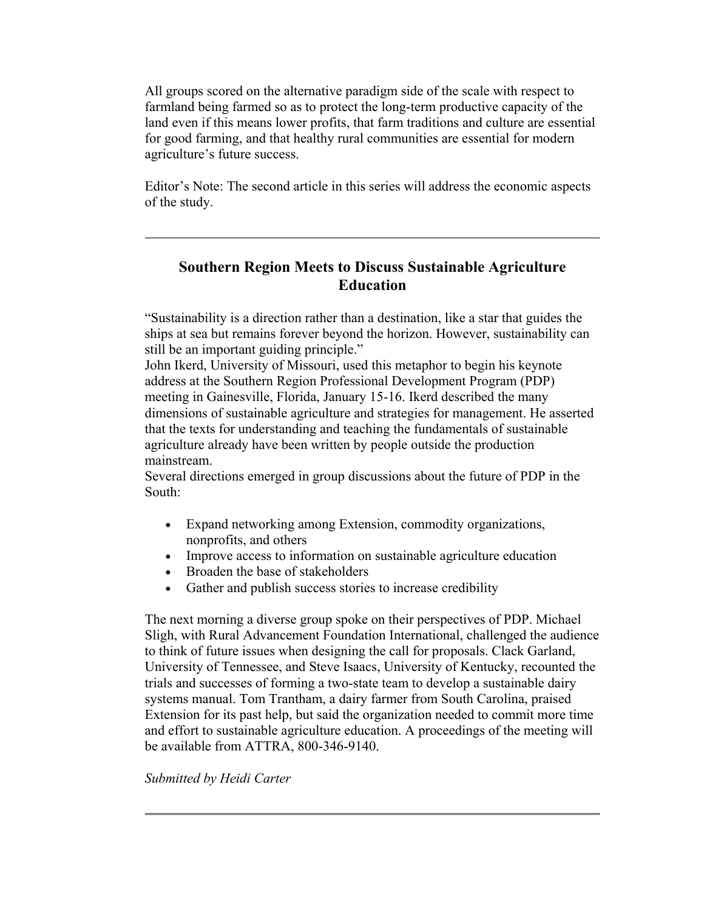All groups scored on the alternative paradigm side of the scale with respect to farmland being farmed so as to protect the long-term productive capacity of the land even if this means lower profits, that farm traditions and culture are essential for good farming, and that healthy rural communities are essential for modern agriculture's future success.

Editor's Note: The second article in this series will address the economic aspects of the study.

---

## Southern Region Meets to Discuss Sustainable Agriculture Education

"Sustainability is a direction rather than a destination, like a star that guides the ships at sea but remains forever beyond the horizon. However, sustainability can still be an important guiding principle."

John Ikerd, University of Missouri, used this metaphor to begin his keynote address at the Southern Region Professional Development Program (PDP) meeting in Gainesville, Florida, January 15-16. Ikerd described the many dimensions of sustainable agriculture and strategies for management. He asserted that the texts for understanding and teaching the fundamentals of sustainable agriculture already have been written by people outside the production mainstream.

Several directions emerged in group discussions about the future of PDP in the South:

- Expand networking among Extension, commodity organizations, nonprofits, and others
- Improve access to information on sustainable agriculture education
- Broaden the base of stakeholders
- Gather and publish success stories to increase credibility

The next morning a diverse group spoke on their perspectives of PDP. Michael Sligh, with Rural Advancement Foundation International, challenged the audience to think of future issues when designing the call for proposals. Clack Garland, University of Tennessee, and Steve Isaacs, University of Kentucky, recounted the trials and successes of forming a two-state team to develop a sustainable dairy systems manual. Tom Trantham, a dairy farmer from South Carolina, praised Extension for its past help, but said the organization needed to commit more time and effort to sustainable agriculture education. A proceedings of the meeting will be available from ATTRA, 800-346-9140.

*Submitted by Heidi Carter*

---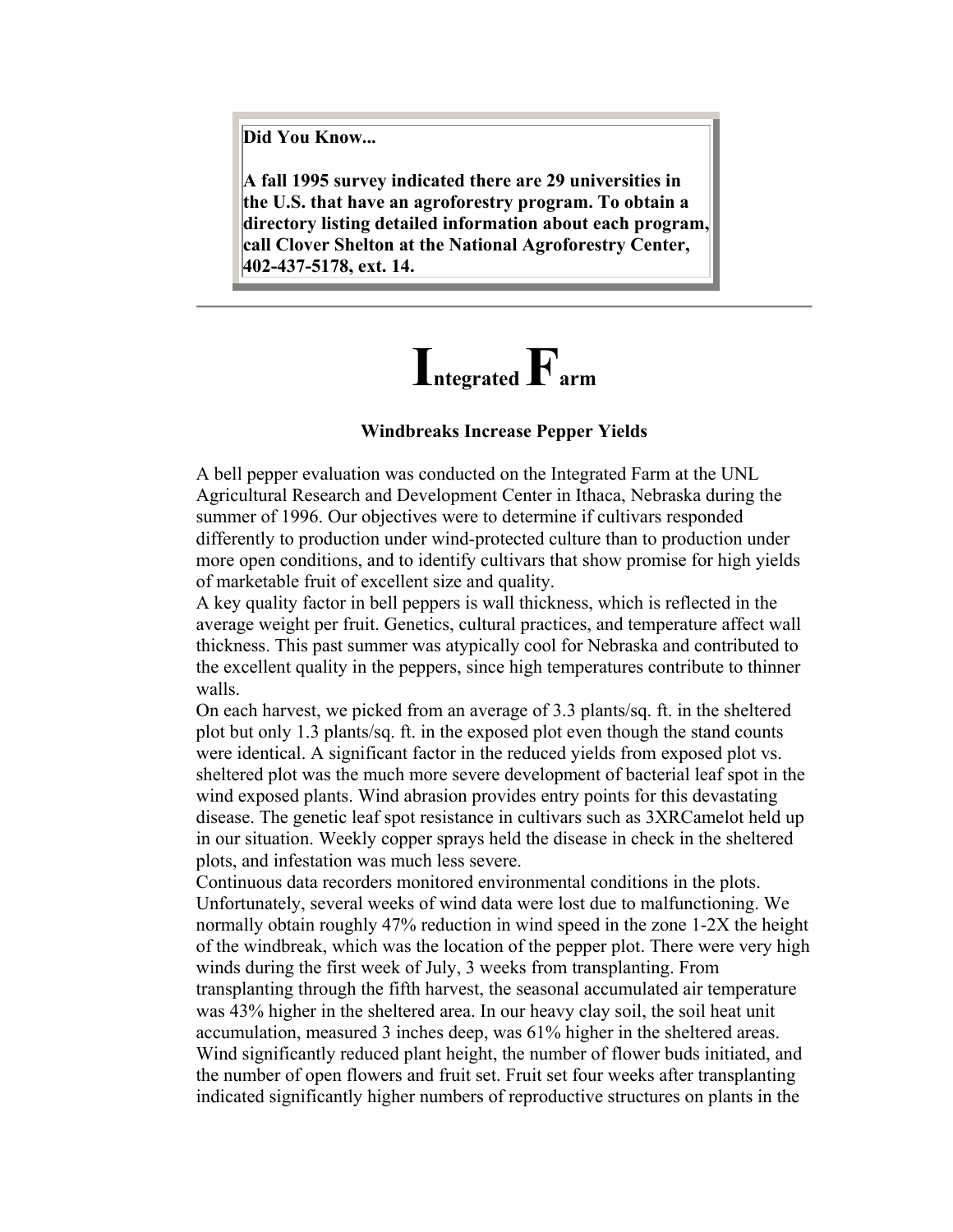**Did You Know...**

**A fall 1995 survey indicated there are 29 universities in the U.S. that have an agroforestry program. To obtain a directory listing detailed information about each program, call Clover Shelton at the National Agroforestry Center, 402-437-5178, ext. 14.**

---

# Integrated Farm

### Windbreaks Increase Pepper Yields

A bell pepper evaluation was conducted on the Integrated Farm at the UNL Agricultural Research and Development Center in Ithaca, Nebraska during the summer of 1996. Our objectives were to determine if cultivars responded differently to production under wind-protected culture than to production under more open conditions, and to identify cultivars that show promise for high yields of marketable fruit of excellent size and quality.

A key quality factor in bell peppers is wall thickness, which is reflected in the average weight per fruit. Genetics, cultural practices, and temperature affect wall thickness. This past summer was atypically cool for Nebraska and contributed to the excellent quality in the peppers, since high temperatures contribute to thinner walls.

On each harvest, we picked from an average of 3.3 plants/sq. ft. in the sheltered plot but only 1.3 plants/sq. ft. in the exposed plot even though the stand counts were identical. A significant factor in the reduced yields from exposed plot vs. sheltered plot was the much more severe development of bacterial leaf spot in the wind exposed plants. Wind abrasion provides entry points for this devastating disease. The genetic leaf spot resistance in cultivars such as 3XRCamelot held up in our situation. Weekly copper sprays held the disease in check in the sheltered plots, and infestation was much less severe.

Continuous data recorders monitored environmental conditions in the plots. Unfortunately, several weeks of wind data were lost due to malfunctioning. We normally obtain roughly 47% reduction in wind speed in the zone 1-2X the height of the windbreak, which was the location of the pepper plot. There were very high winds during the first week of July, 3 weeks from transplanting. From transplanting through the fifth harvest, the seasonal accumulated air temperature was 43% higher in the sheltered area. In our heavy clay soil, the soil heat unit accumulation, measured 3 inches deep, was 61% higher in the sheltered areas. Wind significantly reduced plant height, the number of flower buds initiated, and the number of open flowers and fruit set. Fruit set four weeks after transplanting indicated significantly higher numbers of reproductive structures on plants in the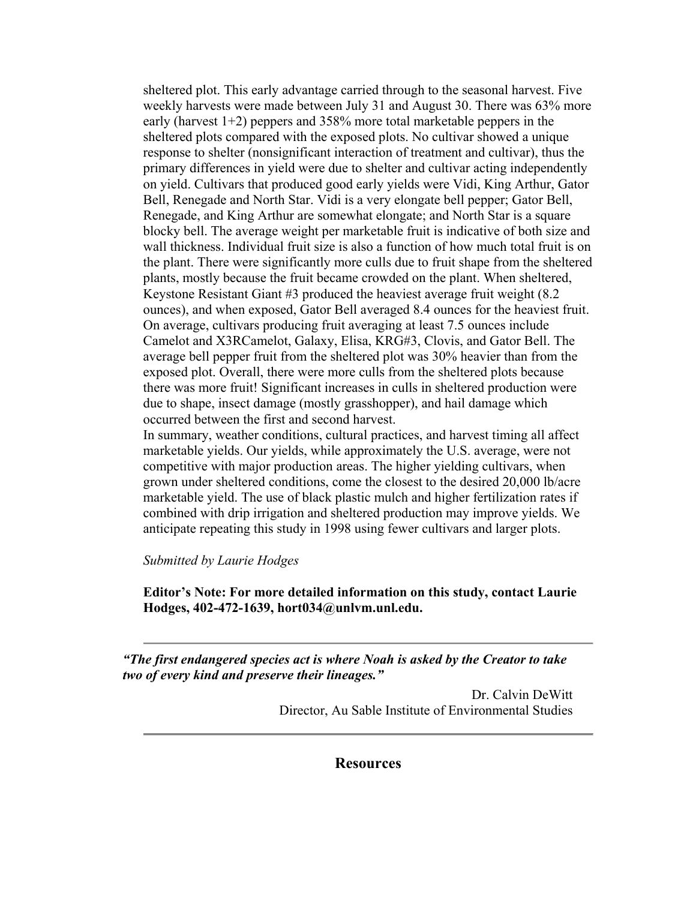sheltered plot. This early advantage carried through to the seasonal harvest. Five weekly harvests were made between July 31 and August 30. There was 63% more early (harvest 1+2) peppers and 358% more total marketable peppers in the sheltered plots compared with the exposed plots. No cultivar showed a unique response to shelter (nonsignificant interaction of treatment and cultivar), thus the primary differences in yield were due to shelter and cultivar acting independently on yield. Cultivars that produced good early yields were Vidi, King Arthur, Gator Bell, Renegade and North Star. Vidi is a very elongate bell pepper; Gator Bell, Renegade, and King Arthur are somewhat elongate; and North Star is a square blocky bell. The average weight per marketable fruit is indicative of both size and wall thickness. Individual fruit size is also a function of how much total fruit is on the plant. There were significantly more culls due to fruit shape from the sheltered plants, mostly because the fruit became crowded on the plant. When sheltered, Keystone Resistant Giant #3 produced the heaviest average fruit weight (8.2 ounces), and when exposed, Gator Bell averaged 8.4 ounces for the heaviest fruit. On average, cultivars producing fruit averaging at least 7.5 ounces include Camelot and X3RCamelot, Galaxy, Elisa, KRG#3, Clovis, and Gator Bell. The average bell pepper fruit from the sheltered plot was 30% heavier than from the exposed plot. Overall, there were more culls from the sheltered plots because there was more fruit! Significant increases in culls in sheltered production were due to shape, insect damage (mostly grasshopper), and hail damage which occurred between the first and second harvest.

In summary, weather conditions, cultural practices, and harvest timing all affect marketable yields. Our yields, while approximately the U.S. average, were not competitive with major production areas. The higher yielding cultivars, when grown under sheltered conditions, come the closest to the desired 20,000 lb/acre marketable yield. The use of black plastic mulch and higher fertilization rates if combined with drip irrigation and sheltered production may improve yields. We anticipate repeating this study in 1998 using fewer cultivars and larger plots.

*Submitted by Laurie Hodges*

**Editor's Note: For more detailed information on this study, contact Laurie Hodges, 402-472-1639, hort034@unlvm.unl.edu.**

---

***"The first endangered species act is where Noah is asked by the Creator to take two of every kind and preserve their lineages."***

Dr. Calvin DeWitt
Director, Au Sable Institute of Environmental Studies

---

## Resources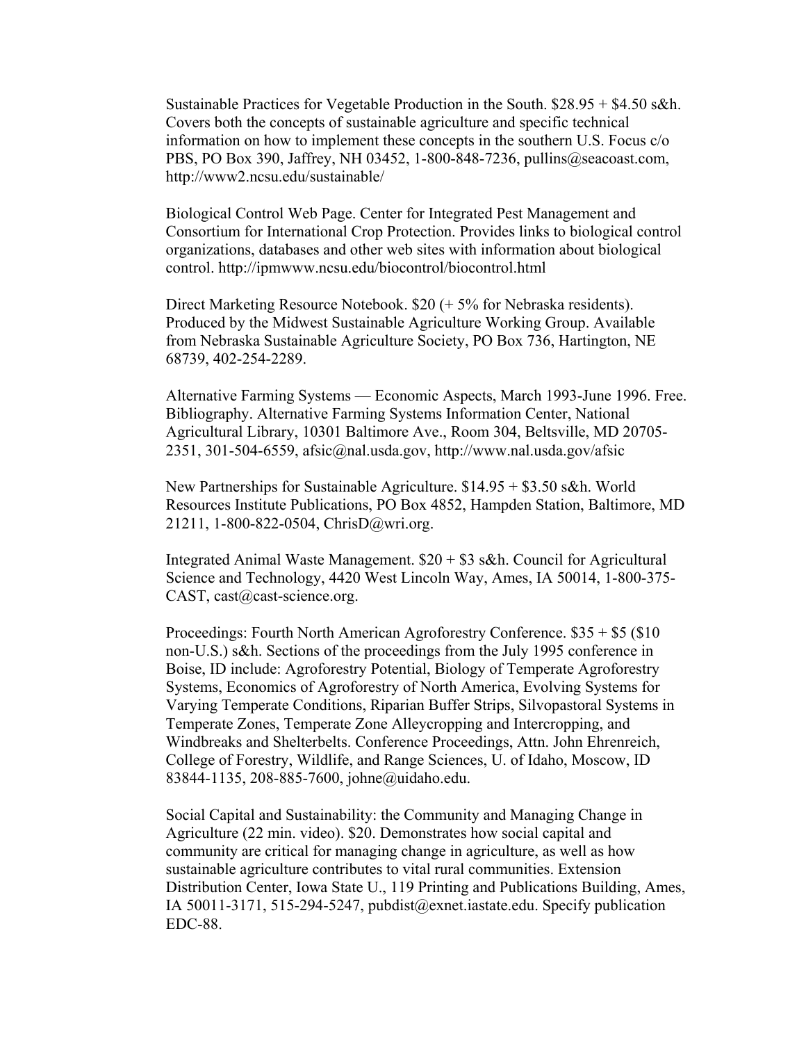Sustainable Practices for Vegetable Production in the South. $28.95 + $4.50 s&h. Covers both the concepts of sustainable agriculture and specific technical information on how to implement these concepts in the southern U.S. Focus c/o PBS, PO Box 390, Jaffrey, NH 03452, 1-800-848-7236, pullins@seacoast.com, http://www2.ncsu.edu/sustainable/

Biological Control Web Page. Center for Integrated Pest Management and Consortium for International Crop Protection. Provides links to biological control organizations, databases and other web sites with information about biological control. http://ipmwww.ncsu.edu/biocontrol/biocontrol.html

Direct Marketing Resource Notebook. $20 (+ 5% for Nebraska residents). Produced by the Midwest Sustainable Agriculture Working Group. Available from Nebraska Sustainable Agriculture Society, PO Box 736, Hartington, NE 68739, 402-254-2289.

Alternative Farming Systems — Economic Aspects, March 1993-June 1996. Free. Bibliography. Alternative Farming Systems Information Center, National Agricultural Library, 10301 Baltimore Ave., Room 304, Beltsville, MD 20705-2351, 301-504-6559, afsic@nal.usda.gov, http://www.nal.usda.gov/afsic

New Partnerships for Sustainable Agriculture. $14.95 + $3.50 s&h. World Resources Institute Publications, PO Box 4852, Hampden Station, Baltimore, MD 21211, 1-800-822-0504, ChrisD@wri.org.

Integrated Animal Waste Management. $20 + $3 s&h. Council for Agricultural Science and Technology, 4420 West Lincoln Way, Ames, IA 50014, 1-800-375-CAST, cast@cast-science.org.

Proceedings: Fourth North American Agroforestry Conference. $35 + $5 ($10 non-U.S.) s&h. Sections of the proceedings from the July 1995 conference in Boise, ID include: Agroforestry Potential, Biology of Temperate Agroforestry Systems, Economics of Agroforestry of North America, Evolving Systems for Varying Temperate Conditions, Riparian Buffer Strips, Silvopastoral Systems in Temperate Zones, Temperate Zone Alleycropping and Intercropping, and Windbreaks and Shelterbelts. Conference Proceedings, Attn. John Ehrenreich, College of Forestry, Wildlife, and Range Sciences, U. of Idaho, Moscow, ID 83844-1135, 208-885-7600, johne@uidaho.edu.

Social Capital and Sustainability: the Community and Managing Change in Agriculture (22 min. video). $20. Demonstrates how social capital and community are critical for managing change in agriculture, as well as how sustainable agriculture contributes to vital rural communities. Extension Distribution Center, Iowa State U., 119 Printing and Publications Building, Ames, IA 50011-3171, 515-294-5247, pubdist@exnet.iastate.edu. Specify publication EDC-88.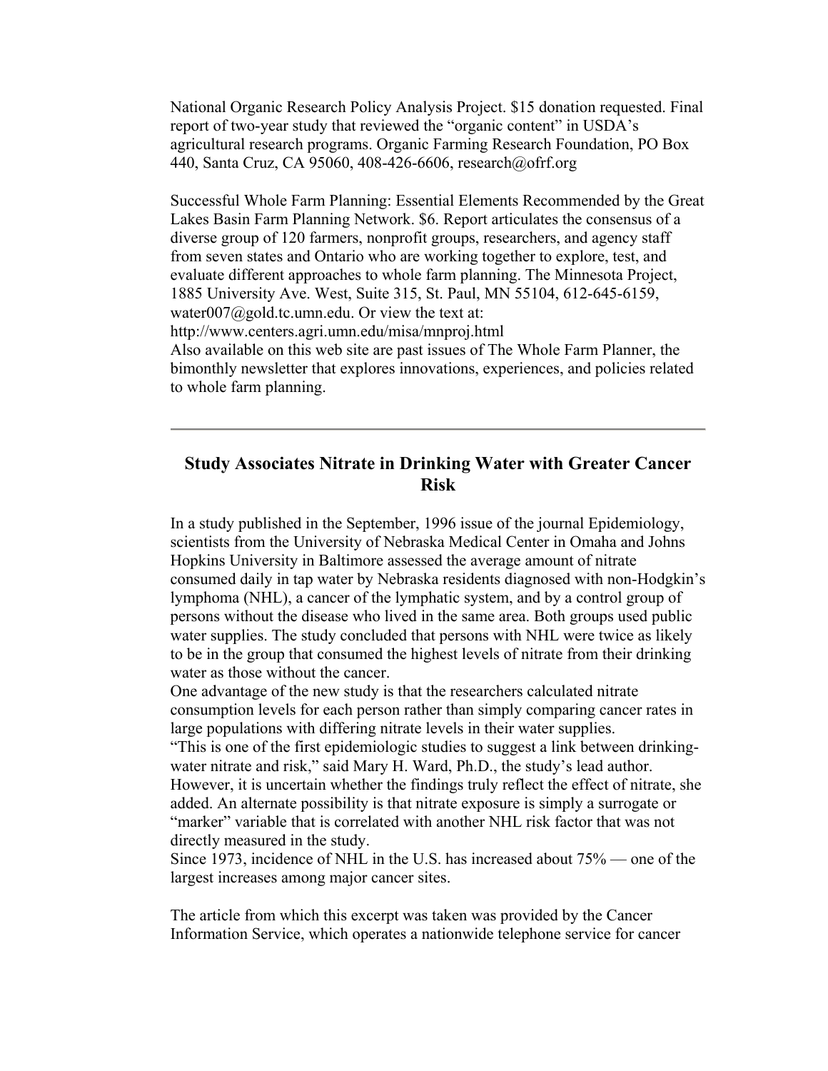National Organic Research Policy Analysis Project. $15 donation requested. Final report of two-year study that reviewed the "organic content" in USDA's agricultural research programs. Organic Farming Research Foundation, PO Box 440, Santa Cruz, CA 95060, 408-426-6606, research@ofrf.org

Successful Whole Farm Planning: Essential Elements Recommended by the Great Lakes Basin Farm Planning Network. $6. Report articulates the consensus of a diverse group of 120 farmers, nonprofit groups, researchers, and agency staff from seven states and Ontario who are working together to explore, test, and evaluate different approaches to whole farm planning. The Minnesota Project, 1885 University Ave. West, Suite 315, St. Paul, MN 55104, 612-645-6159, water007@gold.tc.umn.edu. Or view the text at: http://www.centers.agri.umn.edu/misa/mnproj.html
Also available on this web site are past issues of The Whole Farm Planner, the bimonthly newsletter that explores innovations, experiences, and policies related to whole farm planning.

---

## Study Associates Nitrate in Drinking Water with Greater Cancer Risk

In a study published in the September, 1996 issue of the journal Epidemiology, scientists from the University of Nebraska Medical Center in Omaha and Johns Hopkins University in Baltimore assessed the average amount of nitrate consumed daily in tap water by Nebraska residents diagnosed with non-Hodgkin's lymphoma (NHL), a cancer of the lymphatic system, and by a control group of persons without the disease who lived in the same area. Both groups used public water supplies. The study concluded that persons with NHL were twice as likely to be in the group that consumed the highest levels of nitrate from their drinking water as those without the cancer.
One advantage of the new study is that the researchers calculated nitrate consumption levels for each person rather than simply comparing cancer rates in large populations with differing nitrate levels in their water supplies.
"This is one of the first epidemiologic studies to suggest a link between drinking-water nitrate and risk," said Mary H. Ward, Ph.D., the study's lead author. However, it is uncertain whether the findings truly reflect the effect of nitrate, she added. An alternate possibility is that nitrate exposure is simply a surrogate or "marker" variable that is correlated with another NHL risk factor that was not directly measured in the study.
Since 1973, incidence of NHL in the U.S. has increased about 75% — one of the largest increases among major cancer sites.

The article from which this excerpt was taken was provided by the Cancer Information Service, which operates a nationwide telephone service for cancer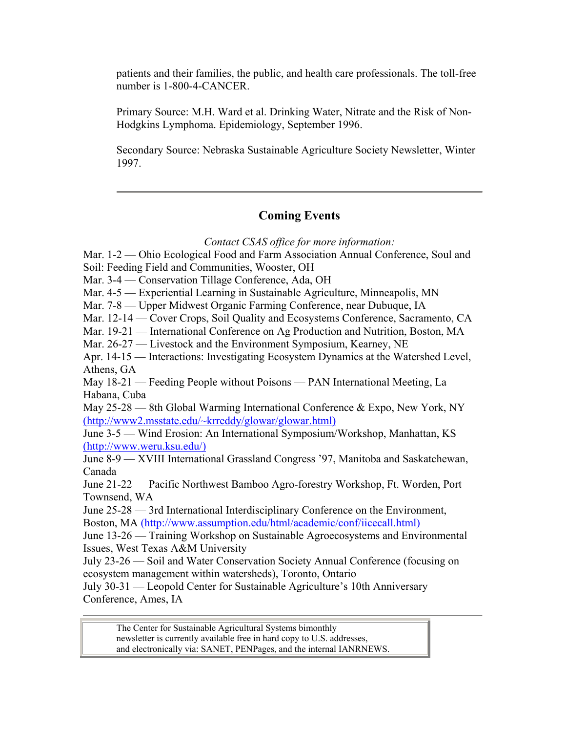patients and their families, the public, and health care professionals. The toll-free number is 1-800-4-CANCER.

Primary Source: M.H. Ward et al. Drinking Water, Nitrate and the Risk of Non-Hodgkins Lymphoma. Epidemiology, September 1996.

Secondary Source: Nebraska Sustainable Agriculture Society Newsletter, Winter 1997.

---

## Coming Events

*Contact CSAS office for more information:*

Mar. 1-2 — Ohio Ecological Food and Farm Association Annual Conference, Soul and Soil: Feeding Field and Communities, Wooster, OH
Mar. 3-4 — Conservation Tillage Conference, Ada, OH
Mar. 4-5 — Experiential Learning in Sustainable Agriculture, Minneapolis, MN
Mar. 7-8 — Upper Midwest Organic Farming Conference, near Dubuque, IA
Mar. 12-14 — Cover Crops, Soil Quality and Ecosystems Conference, Sacramento, CA
Mar. 19-21 — International Conference on Ag Production and Nutrition, Boston, MA
Mar. 26-27 — Livestock and the Environment Symposium, Kearney, NE
Apr. 14-15 — Interactions: Investigating Ecosystem Dynamics at the Watershed Level, Athens, GA
May 18-21 — Feeding People without Poisons — PAN International Meeting, La Habana, Cuba
May 25-28 — 8th Global Warming International Conference & Expo, New York, NY (http://www2.msstate.edu/~krreddy/glowar/glowar.html)
June 3-5 — Wind Erosion: An International Symposium/Workshop, Manhattan, KS (http://www.weru.ksu.edu/)
June 8-9 — XVIII International Grassland Congress '97, Manitoba and Saskatchewan, Canada
June 21-22 — Pacific Northwest Bamboo Agro-forestry Workshop, Ft. Worden, Port Townsend, WA
June 25-28 — 3rd International Interdisciplinary Conference on the Environment, Boston, MA (http://www.assumption.edu/html/academic/conf/iicecall.html)
June 13-26 — Training Workshop on Sustainable Agroecosystems and Environmental Issues, West Texas A&M University
July 23-26 — Soil and Water Conservation Society Annual Conference (focusing on ecosystem management within watersheds), Toronto, Ontario
July 30-31 — Leopold Center for Sustainable Agriculture's 10th Anniversary Conference, Ames, IA

---

The Center for Sustainable Agricultural Systems bimonthly newsletter is currently available free in hard copy to U.S. addresses, and electronically via: SANET, PENPages, and the internal IANRNEWS.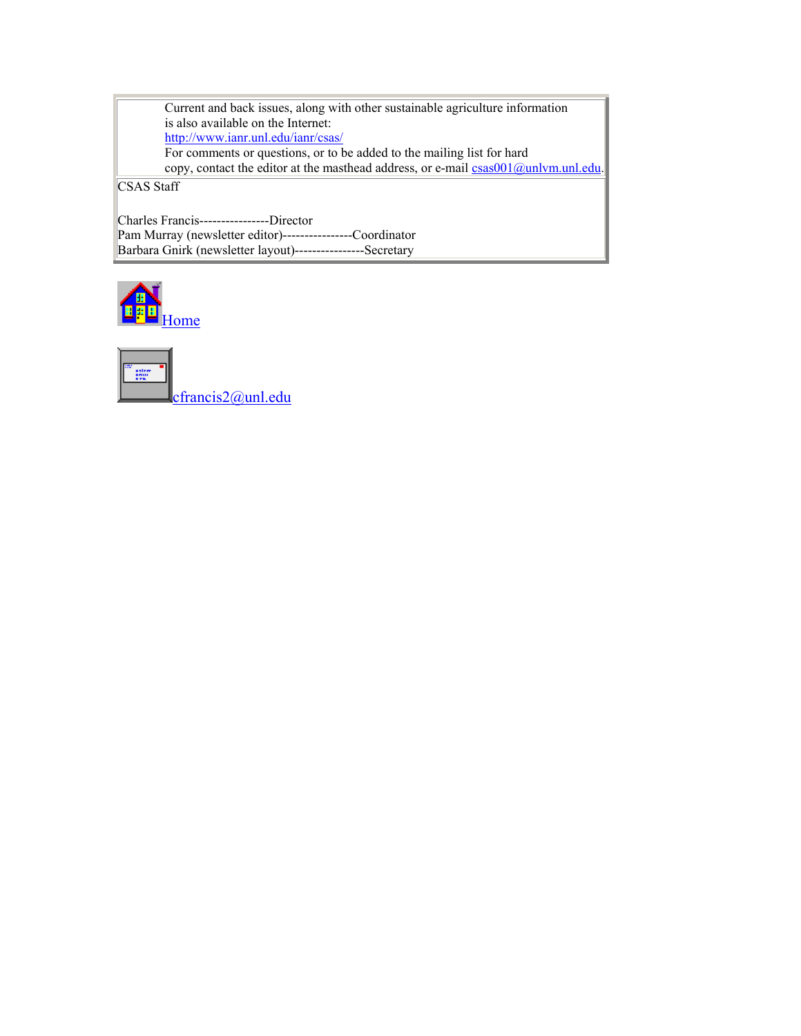Current and back issues, along with other sustainable agriculture information is also available on the Internet:
http://www.ianr.unl.edu/ianr/csas/
For comments or questions, or to be added to the mailing list for hard copy, contact the editor at the masthead address, or e-mail csas001@unlvm.unl.edu.

CSAS Staff

Charles Francis----------------Director
Pam Murray (newsletter editor)----------------Coordinator
Barbara Gnirk (newsletter layout)----------------Secretary

Home

cfrancis2@unl.edu